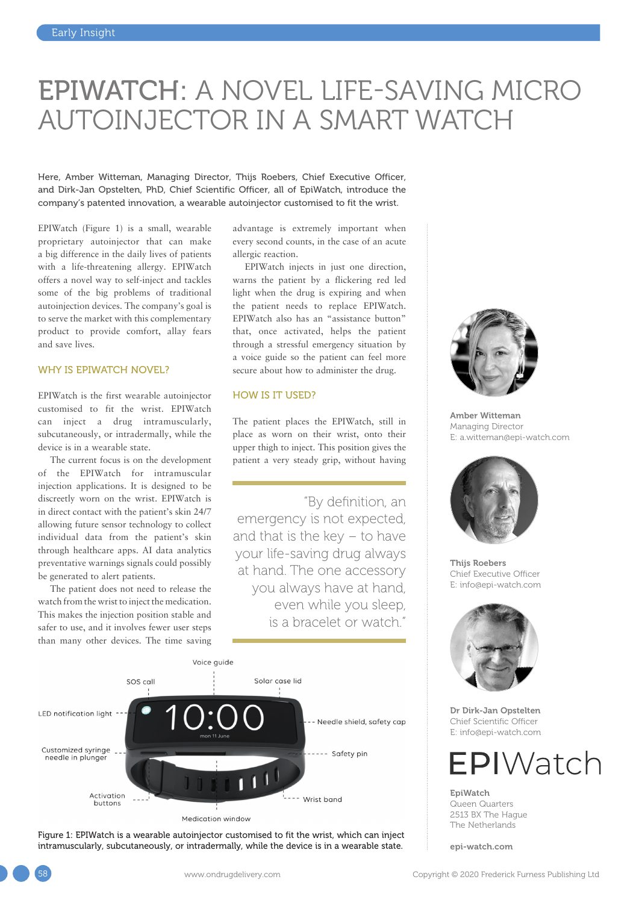# EPIWATCH: A NOVEL LIFE-SAVING MICRO AUTOINJECTOR IN A SMART WATCH

**Here, Amber Witteman, Managing Director, Thijs Roebers, Chief Executive Officer, and Dirk-Jan Opstelten, PhD, Chief Scientific Officer, all of EpiWatch, introduce the company's patented innovation, a wearable autoinjector customised to fit the wrist.**

EPIWatch (Figure 1) is a small, wearable proprietary autoinjector that can make a big difference in the daily lives of patients with a life-threatening allergy. EPIWatch offers a novel way to self-inject and tackles some of the big problems of traditional autoinjection devices. The company's goal is to serve the market with this complementary product to provide comfort, allay fears and save lives.

## WHY IS EPIWATCH NOVEL?

EPIWatch is the first wearable autoinjector customised to fit the wrist. EPIWatch can inject a drug intramuscularly, subcutaneously, or intradermally, while the device is in a wearable state.

The current focus is on the development of the EPIWatch for intramuscular injection applications. It is designed to be discreetly worn on the wrist. EPIWatch is in direct contact with the patient's skin 24/7 allowing future sensor technology to collect individual data from the patient's skin through healthcare apps. AI data analytics preventative warnings signals could possibly be generated to alert patients.

The patient does not need to release the watch from the wrist to inject the medication. This makes the injection position stable and safer to use, and it involves fewer user steps than many other devices. The time saving advantage is extremely important when every second counts, in the case of an acute allergic reaction.

EPIWatch injects in just one direction, warns the patient by a flickering red led light when the drug is expiring and when the patient needs to replace EPIWatch. EPIWatch also has an "assistance button" that, once activated, helps the patient through a stressful emergency situation by a voice guide so the patient can feel more secure about how to administer the drug.

## HOW IS IT USED?

The patient places the EPIWatch, still in place as worn on their wrist, onto their upper thigh to inject. This position gives the patient a very steady grip, without having

> "By definition, an emergency is not expected, and that is the key – to have your life-saving drug always at hand. The one accessory you always have at hand, even while you sleep, is a bracelet or watch."

Voice guide, SOS call, Solar case lid, LED notification light, Needle shield, safety cap, Customized syringe needle in plunger, Safety pin, Activation buttons, Wrist band, Medication window

Figure 1: EPIWatch is a wearable autoinjector customised to fit the wrist, which can inject intramuscularly, subcutaneously, or intradermally, while the device is in a wearable state.

**Amber Witteman**
Managing Director
E: a.witteman@epi-watch.com

**Thijs Roebers**
Chief Executive Officer
E: info@epi-watch.com

**Dr Dirk-Jan Opstelten**
Chief Scientific Officer
E: info@epi-watch.com

EPIWatch

**EpiWatch**
Queen Quarters
2513 BX The Hague
The Netherlands

**epi-watch.com**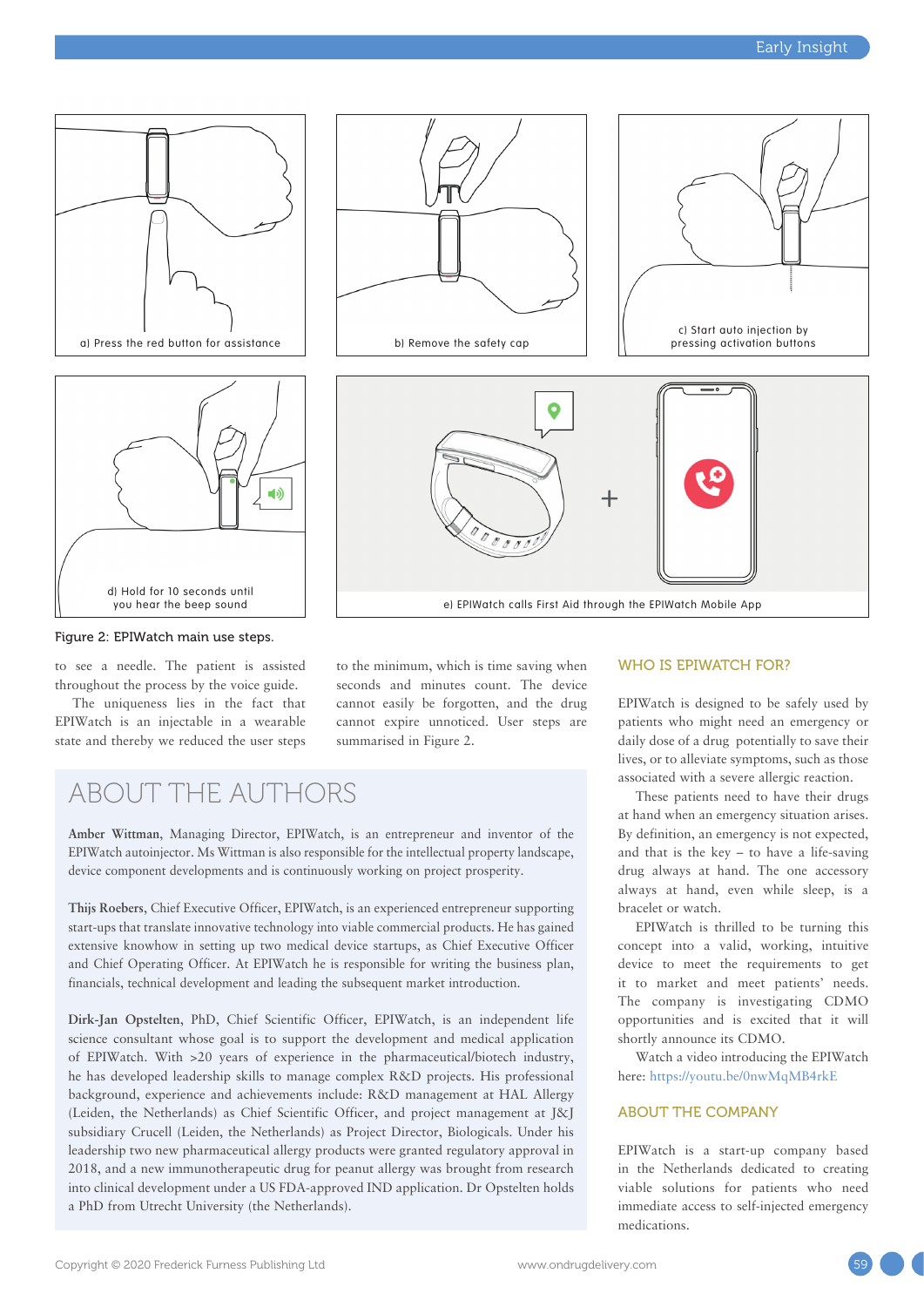a) Press the red button for assistance

b) Remove the safety cap

c) Start auto injection by pressing activation buttons

d) Hold for 10 seconds until you hear the beep sound

e) EPIWatch calls First Aid through the EPIWatch Mobile App

Figure 2: EPIWatch main use steps.

to see a needle. The patient is assisted throughout the process by the voice guide.

The uniqueness lies in the fact that EPIWatch is an injectable in a wearable state and thereby we reduced the user steps to the minimum, which is time saving when seconds and minutes count. The device cannot easily be forgotten, and the drug cannot expire unnoticed. User steps are summarised in Figure 2.

## ABOUT THE AUTHORS

**Amber Wittman**, Managing Director, EPIWatch, is an entrepreneur and inventor of the EPIWatch autoinjector. Ms Wittman is also responsible for the intellectual property landscape, device component developments and is continuously working on project prosperity.

**Thijs Roebers**, Chief Executive Officer, EPIWatch, is an experienced entrepreneur supporting start-ups that translate innovative technology into viable commercial products. He has gained extensive knowhow in setting up two medical device startups, as Chief Executive Officer and Chief Operating Officer. At EPIWatch he is responsible for writing the business plan, financials, technical development and leading the subsequent market introduction.

**Dirk-Jan Opstelten**, PhD, Chief Scientific Officer, EPIWatch, is an independent life science consultant whose goal is to support the development and medical application of EPIWatch. With >20 years of experience in the pharmaceutical/biotech industry, he has developed leadership skills to manage complex R&D projects. His professional background, experience and achievements include: R&D management at HAL Allergy (Leiden, the Netherlands) as Chief Scientific Officer, and project management at J&J subsidiary Crucell (Leiden, the Netherlands) as Project Director, Biologicals. Under his leadership two new pharmaceutical allergy products were granted regulatory approval in 2018, and a new immunotherapeutic drug for peanut allergy was brought from research into clinical development under a US FDA-approved IND application. Dr Opstelten holds a PhD from Utrecht University (the Netherlands).

## WHO IS EPIWATCH FOR?

EPIWatch is designed to be safely used by patients who might need an emergency or daily dose of a drug potentially to save their lives, or to alleviate symptoms, such as those associated with a severe allergic reaction.

These patients need to have their drugs at hand when an emergency situation arises. By definition, an emergency is not expected, and that is the key – to have a life-saving drug always at hand. The one accessory always at hand, even while sleep, is a bracelet or watch.

EPIWatch is thrilled to be turning this concept into a valid, working, intuitive device to meet the requirements to get it to market and meet patients' needs. The company is investigating CDMO opportunities and is excited that it will shortly announce its CDMO.

Watch a video introducing the EPIWatch here: https://youtu.be/0nwMqMB4rkE

## ABOUT THE COMPANY

EPIWatch is a start-up company based in the Netherlands dedicated to creating viable solutions for patients who need immediate access to self-injected emergency medications.